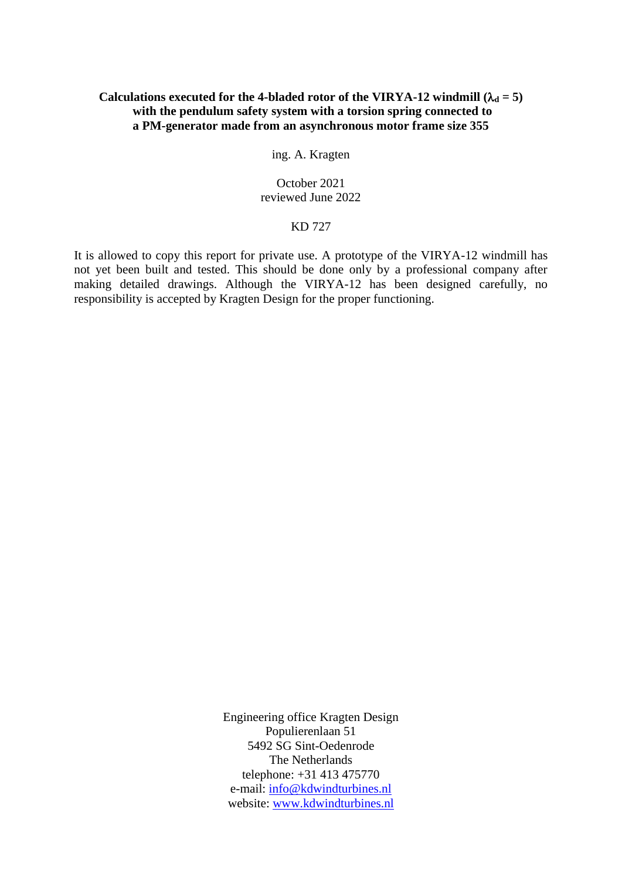# Calculations executed for the 4-bladed rotor of the VIRYA-12 windmill ($\lambda_d = 5$) with the pendulum safety system with a torsion spring connected to a PM-generator made from an asynchronous motor frame size 355

ing. A. Kragten

October 2021
reviewed June 2022

KD 727

It is allowed to copy this report for private use. A prototype of the VIRYA-12 windmill has not yet been built and tested. This should be done only by a professional company after making detailed drawings. Although the VIRYA-12 has been designed carefully, no responsibility is accepted by Kragten Design for the proper functioning.

Engineering office Kragten Design
Populierenlaan 51
5492 SG Sint-Oedenrode
The Netherlands
telephone: +31 413 475770
e-mail: info@kdwindturbines.nl
website: www.kdwindturbines.nl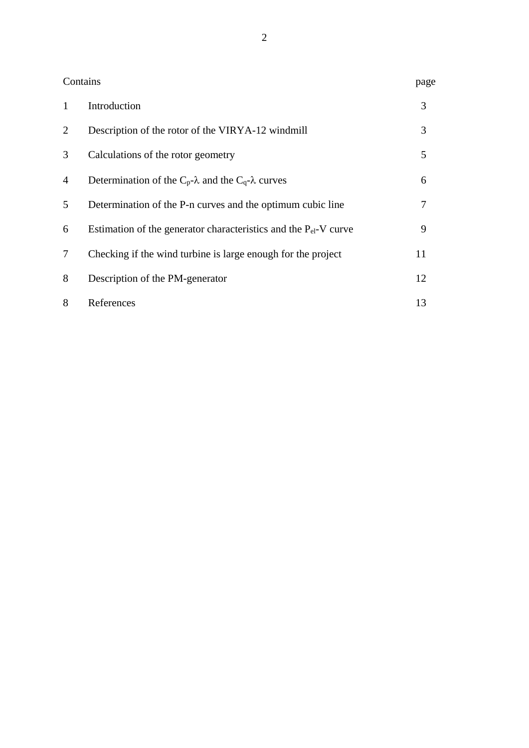| Contains | | page |
|---|---|---|
| 1 | Introduction | 3 |
| 2 | Description of the rotor of the VIRYA-12 windmill | 3 |
| 3 | Calculations of the rotor geometry | 5 |
| 4 | Determination of the $C_p$-$\lambda$ and the $C_q$-$\lambda$ curves | 6 |
| 5 | Determination of the P-n curves and the optimum cubic line | 7 |
| 6 | Estimation of the generator characteristics and the $P_{el}$-V curve | 9 |
| 7 | Checking if the wind turbine is large enough for the project | 11 |
| 8 | Description of the PM-generator | 12 |
| 8 | References | 13 |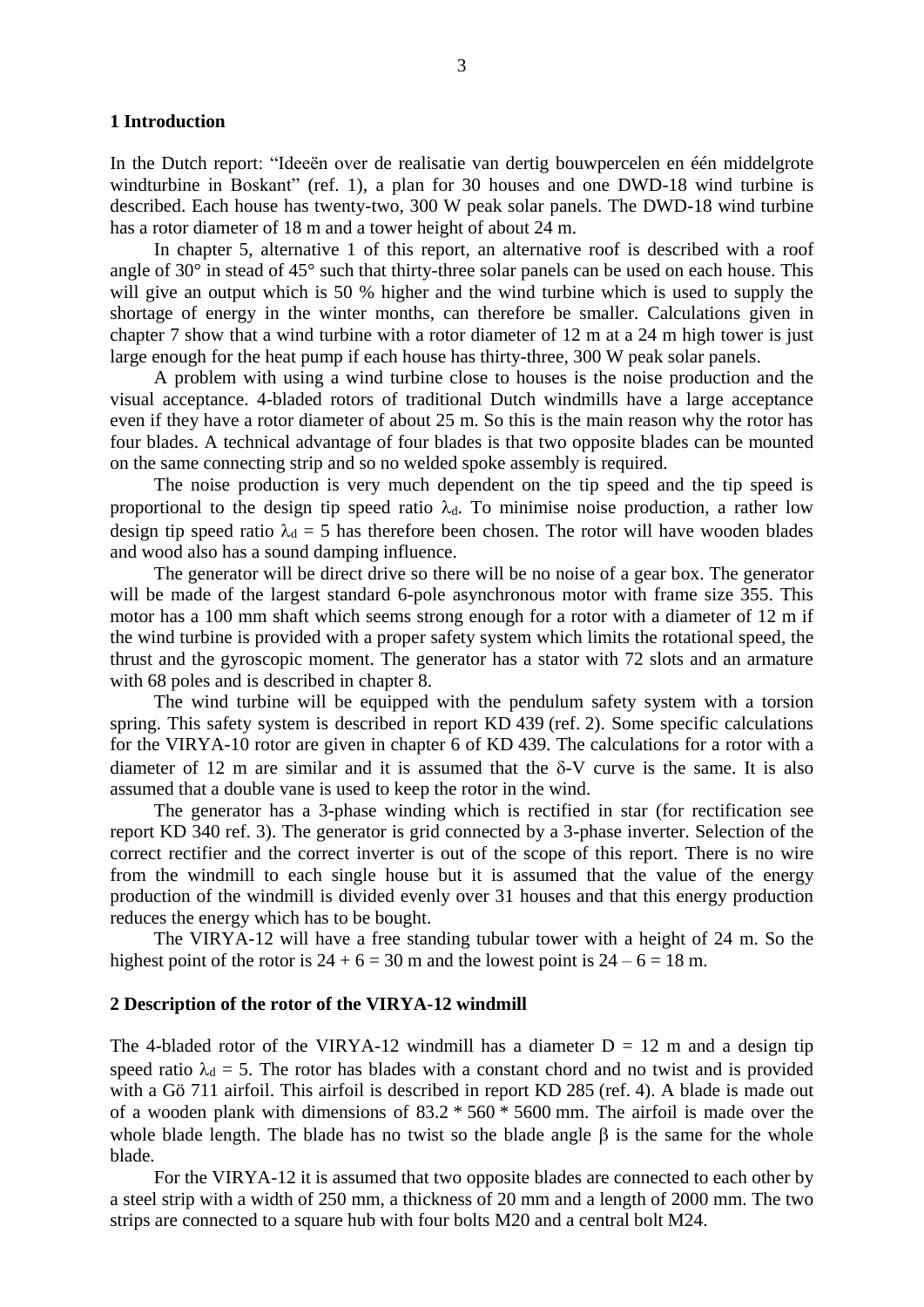## 1 Introduction

In the Dutch report: "Ideeën over de realisatie van dertig bouwpercelen en één middelgrote windturbine in Boskant" (ref. 1), a plan for 30 houses and one DWD-18 wind turbine is described. Each house has twenty-two, 300 W peak solar panels. The DWD-18 wind turbine has a rotor diameter of 18 m and a tower height of about 24 m.

In chapter 5, alternative 1 of this report, an alternative roof is described with a roof angle of 30° in stead of 45° such that thirty-three solar panels can be used on each house. This will give an output which is 50 % higher and the wind turbine which is used to supply the shortage of energy in the winter months, can therefore be smaller. Calculations given in chapter 7 show that a wind turbine with a rotor diameter of 12 m at a 24 m high tower is just large enough for the heat pump if each house has thirty-three, 300 W peak solar panels.

A problem with using a wind turbine close to houses is the noise production and the visual acceptance. 4-bladed rotors of traditional Dutch windmills have a large acceptance even if they have a rotor diameter of about 25 m. So this is the main reason why the rotor has four blades. A technical advantage of four blades is that two opposite blades can be mounted on the same connecting strip and so no welded spoke assembly is required.

The noise production is very much dependent on the tip speed and the tip speed is proportional to the design tip speed ratio $\lambda_d$. To minimise noise production, a rather low design tip speed ratio $\lambda_d = 5$ has therefore been chosen. The rotor will have wooden blades and wood also has a sound damping influence.

The generator will be direct drive so there will be no noise of a gear box. The generator will be made of the largest standard 6-pole asynchronous motor with frame size 355. This motor has a 100 mm shaft which seems strong enough for a rotor with a diameter of 12 m if the wind turbine is provided with a proper safety system which limits the rotational speed, the thrust and the gyroscopic moment. The generator has a stator with 72 slots and an armature with 68 poles and is described in chapter 8.

The wind turbine will be equipped with the pendulum safety system with a torsion spring. This safety system is described in report KD 439 (ref. 2). Some specific calculations for the VIRYA-10 rotor are given in chapter 6 of KD 439. The calculations for a rotor with a diameter of 12 m are similar and it is assumed that the $\delta$-V curve is the same. It is also assumed that a double vane is used to keep the rotor in the wind.

The generator has a 3-phase winding which is rectified in star (for rectification see report KD 340 ref. 3). The generator is grid connected by a 3-phase inverter. Selection of the correct rectifier and the correct inverter is out of the scope of this report. There is no wire from the windmill to each single house but it is assumed that the value of the energy production of the windmill is divided evenly over 31 houses and that this energy production reduces the energy which has to be bought.

The VIRYA-12 will have a free standing tubular tower with a height of 24 m. So the highest point of the rotor is $24 + 6 = 30$ m and the lowest point is $24 - 6 = 18$ m.

## 2 Description of the rotor of the VIRYA-12 windmill

The 4-bladed rotor of the VIRYA-12 windmill has a diameter $D = 12$ m and a design tip speed ratio $\lambda_d = 5$. The rotor has blades with a constant chord and no twist and is provided with a Gö 711 airfoil. This airfoil is described in report KD 285 (ref. 4). A blade is made out of a wooden plank with dimensions of 83.2 * 560 * 5600 mm. The airfoil is made over the whole blade length. The blade has no twist so the blade angle $\beta$ is the same for the whole blade.

For the VIRYA-12 it is assumed that two opposite blades are connected to each other by a steel strip with a width of 250 mm, a thickness of 20 mm and a length of 2000 mm. The two strips are connected to a square hub with four bolts M20 and a central bolt M24.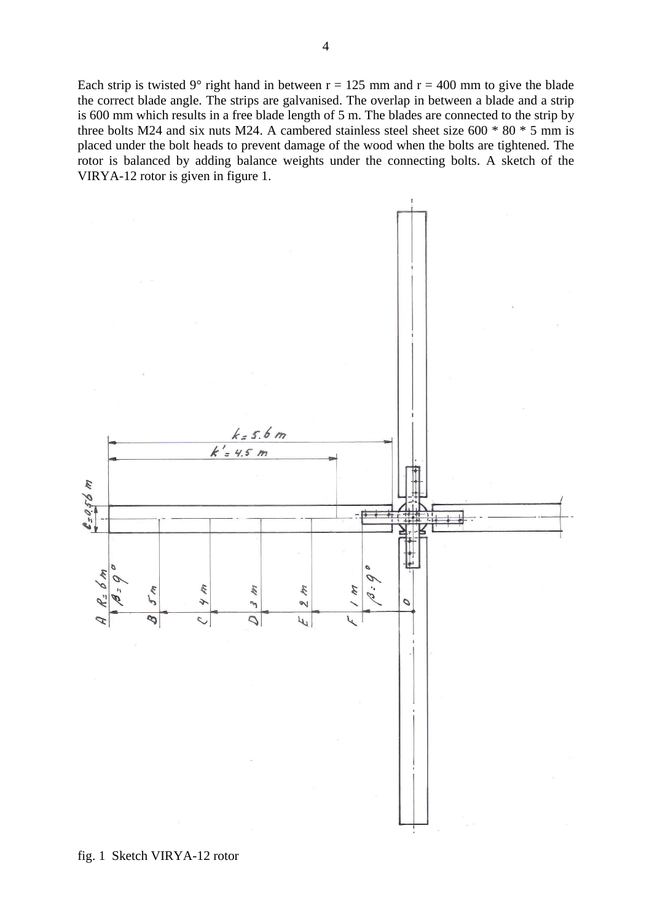Each strip is twisted 9° right hand in between r = 125 mm and r = 400 mm to give the blade the correct blade angle. The strips are galvanised. The overlap in between a blade and a strip is 600 mm which results in a free blade length of 5 m. The blades are connected to the strip by three bolts M24 and six nuts M24. A cambered stainless steel sheet size 600 * 80 * 5 mm is placed under the bolt heads to prevent damage of the wood when the bolts are tightened. The rotor is balanced by adding balance weights under the connecting bolts. A sketch of the VIRYA-12 rotor is given in figure 1.

k = 5.6 m

k' = 4.5 m

c = 0.56 m

A R = 6 m β = 9°

B 5 m

C 4 m

D 3 m

E 2 m

F 1 m β = 9°

0

fig. 1 Sketch VIRYA-12 rotor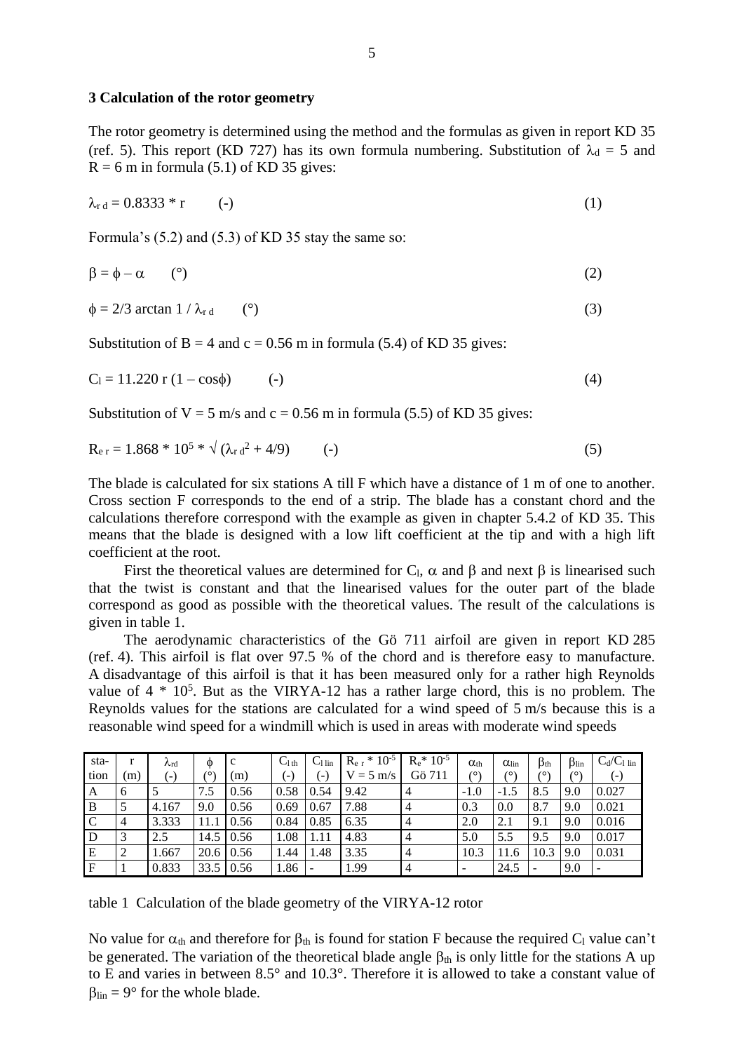### 3 Calculation of the rotor geometry

The rotor geometry is determined using the method and the formulas as given in report KD 35 (ref. 5). This report (KD 727) has its own formula numbering. Substitution of $\lambda_d = 5$ and $R = 6$ m in formula (5.1) of KD 35 gives:

$$\lambda_{r\,d} = 0.8333 * r \qquad (-) \qquad (1)$$

Formula's (5.2) and (5.3) of KD 35 stay the same so:

$$\beta = \phi - \alpha \qquad (°) \qquad (2)$$

$$\phi = 2/3 \arctan 1 / \lambda_{r\,d} \qquad (°) \qquad (3)$$

Substitution of $B = 4$ and $c = 0.56$ m in formula (5.4) of KD 35 gives:

$$C_l = 11.220\ r\ (1 - \cos\phi) \qquad (-) \qquad (4)$$

Substitution of $V = 5$ m/s and $c = 0.56$ m in formula (5.5) of KD 35 gives:

$$R_{e\,r} = 1.868 * 10^5 * \sqrt{(\lambda_{r\,d}^2 + 4/9)} \qquad (-) \qquad (5)$$

The blade is calculated for six stations A till F which have a distance of 1 m of one to another. Cross section F corresponds to the end of a strip. The blade has a constant chord and the calculations therefore correspond with the example as given in chapter 5.4.2 of KD 35. This means that the blade is designed with a low lift coefficient at the tip and with a high lift coefficient at the root.

First the theoretical values are determined for $C_l$, $\alpha$ and $\beta$ and next $\beta$ is linearised such that the twist is constant and that the linearised values for the outer part of the blade correspond as good as possible with the theoretical values. The result of the calculations is given in table 1.

The aerodynamic characteristics of the Gö 711 airfoil are given in report KD 285 (ref. 4). This airfoil is flat over 97.5 % of the chord and is therefore easy to manufacture. A disadvantage of this airfoil is that it has been measured only for a rather high Reynolds value of $4 * 10^5$. But as the VIRYA-12 has a rather large chord, this is no problem. The Reynolds values for the stations are calculated for a wind speed of 5 m/s because this is a reasonable wind speed for a windmill which is used in areas with moderate wind speeds

| station | r (m) | $\lambda_{rd}$ (-) | $\phi$ (°) | c (m) | $C_{l\,th}$ (-) | $C_{l\,lin}$ (-) | $R_{e\,r} * 10^{-5}$ V = 5 m/s | $R_e * 10^{-5}$ Gö 711 | $\alpha_{th}$ (°) | $\alpha_{lin}$ (°) | $\beta_{th}$ (°) | $\beta_{lin}$ (°) | $C_d/C_{l\,lin}$ (-) |
|---|---|---|---|---|---|---|---|---|---|---|---|---|---|
| A | 6 | 5 | 7.5 | 0.56 | 0.58 | 0.54 | 9.42 | 4 | -1.0 | -1.5 | 8.5 | 9.0 | 0.027 |
| B | 5 | 4.167 | 9.0 | 0.56 | 0.69 | 0.67 | 7.88 | 4 | 0.3 | 0.0 | 8.7 | 9.0 | 0.021 |
| C | 4 | 3.333 | 11.1 | 0.56 | 0.84 | 0.85 | 6.35 | 4 | 2.0 | 2.1 | 9.1 | 9.0 | 0.016 |
| D | 3 | 2.5 | 14.5 | 0.56 | 1.08 | 1.11 | 4.83 | 4 | 5.0 | 5.5 | 9.5 | 9.0 | 0.017 |
| E | 2 | 1.667 | 20.6 | 0.56 | 1.44 | 1.48 | 3.35 | 4 | 10.3 | 11.6 | 10.3 | 9.0 | 0.031 |
| F | 1 | 0.833 | 33.5 | 0.56 | 1.86 | - | 1.99 | 4 | - | 24.5 | - | 9.0 | - |

table 1 Calculation of the blade geometry of the VIRYA-12 rotor

No value for $\alpha_{th}$ and therefore for $\beta_{th}$ is found for station F because the required $C_l$ value can't be generated. The variation of the theoretical blade angle $\beta_{th}$ is only little for the stations A up to E and varies in between 8.5° and 10.3°. Therefore it is allowed to take a constant value of $\beta_{lin} = 9°$ for the whole blade.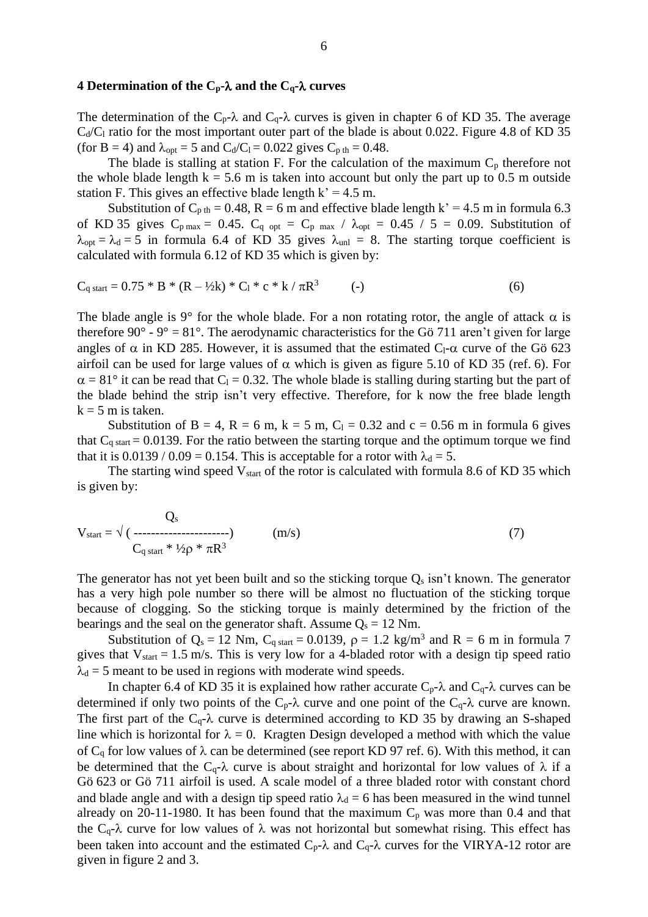**4 Determination of the $C_p$-$\lambda$ and the $C_q$-$\lambda$ curves**

The determination of the $C_p$-$\lambda$ and $C_q$-$\lambda$ curves is given in chapter 6 of KD 35. The average $C_d/C_l$ ratio for the most important outer part of the blade is about 0.022. Figure 4.8 of KD 35 (for B = 4) and $\lambda_{opt} = 5$ and $C_d/C_l = 0.022$ gives $C_{p\ th} = 0.48$.

The blade is stalling at station F. For the calculation of the maximum $C_p$ therefore not the whole blade length k = 5.6 m is taken into account but only the part up to 0.5 m outside station F. This gives an effective blade length k' = 4.5 m.

Substitution of $C_{p\ th} = 0.48$, R = 6 m and effective blade length k' = 4.5 m in formula 6.3 of KD 35 gives $C_{p\ max} = 0.45$. $C_{q\ opt} = C_{p\ max} / \lambda_{opt} = 0.45 / 5 = 0.09$. Substitution of $\lambda_{opt} = \lambda_d = 5$ in formula 6.4 of KD 35 gives $\lambda_{unl} = 8$. The starting torque coefficient is calculated with formula 6.12 of KD 35 which is given by:

$$C_{q\ start} = 0.75 * B * (R - ½k) * C_l * c * k / \pi R^3 \qquad (-) \qquad (6)$$

The blade angle is 9° for the whole blade. For a non rotating rotor, the angle of attack $\alpha$ is therefore 90° - 9° = 81°. The aerodynamic characteristics for the Gö 711 aren't given for large angles of $\alpha$ in KD 285. However, it is assumed that the estimated $C_l$-$\alpha$ curve of the Gö 623 airfoil can be used for large values of $\alpha$ which is given as figure 5.10 of KD 35 (ref. 6). For $\alpha = 81°$ it can be read that $C_l = 0.32$. The whole blade is stalling during starting but the part of the blade behind the strip isn't very effective. Therefore, for k now the free blade length k = 5 m is taken.

Substitution of B = 4, R = 6 m, k = 5 m, $C_l = 0.32$ and c = 0.56 m in formula 6 gives that $C_{q\ start} = 0.0139$. For the ratio between the starting torque and the optimum torque we find that it is 0.0139 / 0.09 = 0.154. This is acceptable for a rotor with $\lambda_d = 5$.

The starting wind speed $V_{start}$ of the rotor is calculated with formula 8.6 of KD 35 which is given by:

$$V_{start} = \sqrt{\left( \frac{Q_s}{C_{q\ start} * ½\rho * \pi R^3} \right)} \qquad (m/s) \qquad (7)$$

The generator has not yet been built and so the sticking torque $Q_s$ isn't known. The generator has a very high pole number so there will be almost no fluctuation of the sticking torque because of clogging. So the sticking torque is mainly determined by the friction of the bearings and the seal on the generator shaft. Assume $Q_s$ = 12 Nm.

Substitution of $Q_s$ = 12 Nm, $C_{q\ start} = 0.0139$, $\rho = 1.2$ kg/m$^3$ and R = 6 m in formula 7 gives that $V_{start}$ = 1.5 m/s. This is very low for a 4-bladed rotor with a design tip speed ratio $\lambda_d = 5$ meant to be used in regions with moderate wind speeds.

In chapter 6.4 of KD 35 it is explained how rather accurate $C_p$-$\lambda$ and $C_q$-$\lambda$ curves can be determined if only two points of the $C_p$-$\lambda$ curve and one point of the $C_q$-$\lambda$ curve are known. The first part of the $C_q$-$\lambda$ curve is determined according to KD 35 by drawing an S-shaped line which is horizontal for $\lambda = 0$. Kragten Design developed a method with which the value of $C_q$ for low values of $\lambda$ can be determined (see report KD 97 ref. 6). With this method, it can be determined that the $C_q$-$\lambda$ curve is about straight and horizontal for low values of $\lambda$ if a Gö 623 or Gö 711 airfoil is used. A scale model of a three bladed rotor with constant chord and blade angle and with a design tip speed ratio $\lambda_d = 6$ has been measured in the wind tunnel already on 20-11-1980. It has been found that the maximum $C_p$ was more than 0.4 and that the $C_q$-$\lambda$ curve for low values of $\lambda$ was not horizontal but somewhat rising. This effect has been taken into account and the estimated $C_p$-$\lambda$ and $C_q$-$\lambda$ curves for the VIRYA-12 rotor are given in figure 2 and 3.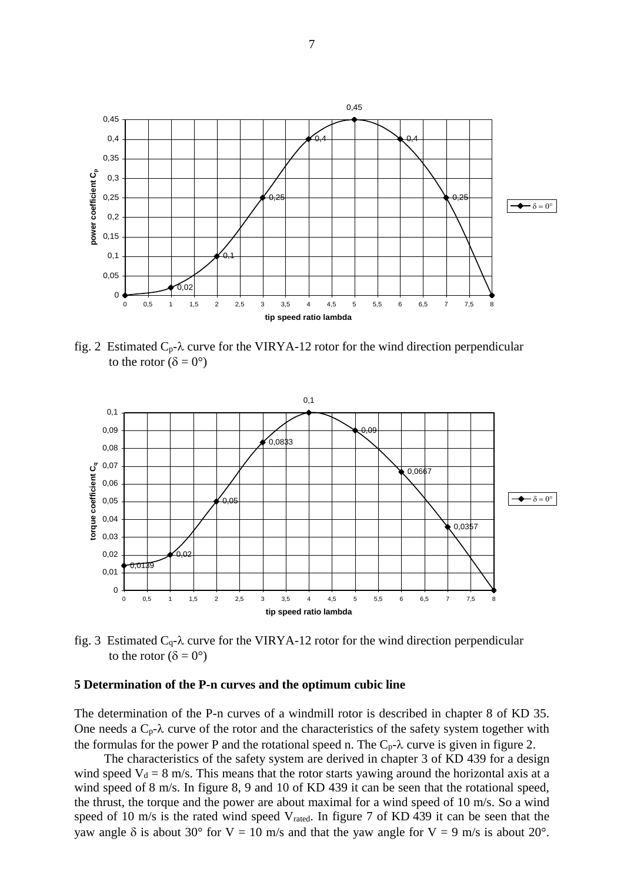0,45

0,45
0,4
0,35
0,3
0,25
0,2
0,15
0,1
0,05
0

power coefficient $C_p$

0,02
0,1
0,25
0,4
0,4
0,25

0 0,5 1 1,5 2 2,5 3 3,5 4 4,5 5 5,5 6 6,5 7 7,5 8

tip speed ratio lambda

$\delta = 0°$

fig. 2 Estimated $C_p$-$\lambda$ curve for the VIRYA-12 rotor for the wind direction perpendicular to the rotor ($\delta = 0°$)

0,1

0,1
0,09
0,08
0,07
0,06
0,05
0,04
0,03
0,02
0,01
0

torque coefficient $C_q$

0,0139
0,02
0,05
0,0833
0,09
0,0667
0,0357

0 0,5 1 1,5 2 2,5 3 3,5 4 4,5 5 5,5 6 6,5 7 7,5 8

tip speed ratio lambda

$\delta = 0°$

fig. 3 Estimated $C_q$-$\lambda$ curve for the VIRYA-12 rotor for the wind direction perpendicular to the rotor ($\delta = 0°$)

### 5 Determination of the P-n curves and the optimum cubic line

The determination of the P-n curves of a windmill rotor is described in chapter 8 of KD 35. One needs a $C_p$-$\lambda$ curve of the rotor and the characteristics of the safety system together with the formulas for the power P and the rotational speed n. The $C_p$-$\lambda$ curve is given in figure 2.

The characteristics of the safety system are derived in chapter 3 of KD 439 for a design wind speed $V_d$ = 8 m/s. This means that the rotor starts yawing around the horizontal axis at a wind speed of 8 m/s. In figure 8, 9 and 10 of KD 439 it can be seen that the rotational speed, the thrust, the torque and the power are about maximal for a wind speed of 10 m/s. So a wind speed of 10 m/s is the rated wind speed $V_{rated}$. In figure 7 of KD 439 it can be seen that the yaw angle $\delta$ is about 30° for V = 10 m/s and that the yaw angle for V = 9 m/s is about 20°.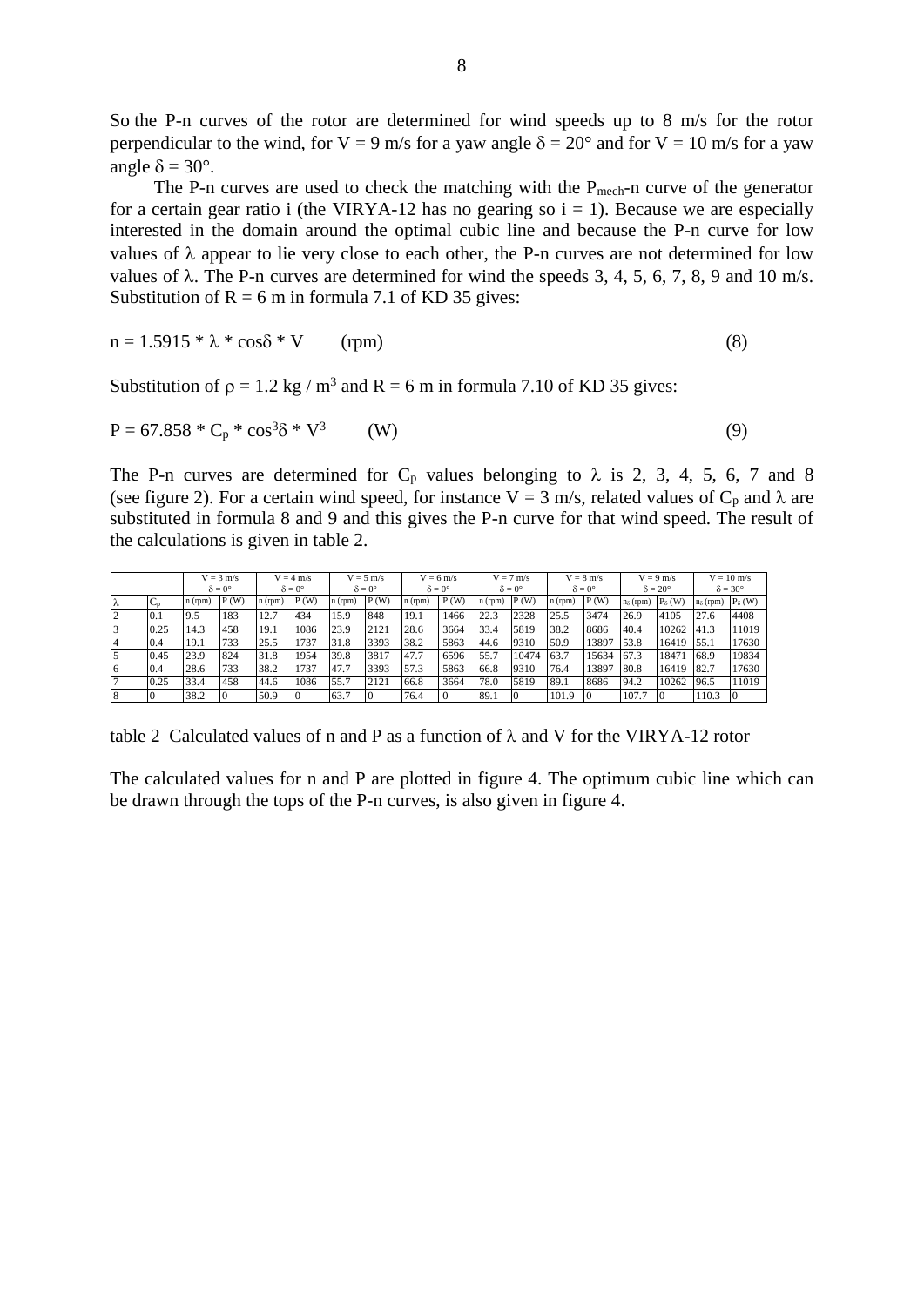So the P-n curves of the rotor are determined for wind speeds up to 8 m/s for the rotor perpendicular to the wind, for V = 9 m/s for a yaw angle $\delta = 20°$ and for V = 10 m/s for a yaw angle $\delta = 30°$.

The P-n curves are used to check the matching with the $P_{mech}$-n curve of the generator for a certain gear ratio i (the VIRYA-12 has no gearing so i = 1). Because we are especially interested in the domain around the optimal cubic line and because the P-n curve for low values of $\lambda$ appear to lie very close to each other, the P-n curves are not determined for low values of $\lambda$. The P-n curves are determined for wind the speeds 3, 4, 5, 6, 7, 8, 9 and 10 m/s. Substitution of R = 6 m in formula 7.1 of KD 35 gives:

$$n = 1.5915 * \lambda * \cos\delta * V \qquad \text{(rpm)} \qquad (8)$$

Substitution of $\rho = 1.2$ kg / m$^3$ and R = 6 m in formula 7.10 of KD 35 gives:

$$P = 67.858 * C_p * \cos^3\delta * V^3 \qquad \text{(W)} \qquad (9)$$

The P-n curves are determined for $C_p$ values belonging to $\lambda$ is 2, 3, 4, 5, 6, 7 and 8 (see figure 2). For a certain wind speed, for instance V = 3 m/s, related values of $C_p$ and $\lambda$ are substituted in formula 8 and 9 and this gives the P-n curve for that wind speed. The result of the calculations is given in table 2.

| | | V = 3 m/s $\delta = 0°$ | | V = 4 m/s $\delta = 0°$ | | V = 5 m/s $\delta = 0°$ | | V = 6 m/s $\delta = 0°$ | | V = 7 m/s $\delta = 0°$ | | V = 8 m/s $\delta = 0°$ | | V = 9 m/s $\delta = 20°$ | | V = 10 m/s $\delta = 30°$ | |
|---|---|---|---|---|---|---|---|---|---|---|---|---|---|---|---|---|---|
| $\lambda$ | $C_p$ | n (rpm) | P (W) | n (rpm) | P (W) | n (rpm) | P (W) | n (rpm) | P (W) | n (rpm) | P (W) | n (rpm) | P (W) | $n_\delta$ (rpm) | $P_\delta$ (W) | $n_\delta$ (rpm) | $P_\delta$ (W) |
| 2 | 0.1 | 9.5 | 183 | 12.7 | 434 | 15.9 | 848 | 19.1 | 1466 | 22.3 | 2328 | 25.5 | 3474 | 26.9 | 4105 | 27.6 | 4408 |
| 3 | 0.25 | 14.3 | 458 | 19.1 | 1086 | 23.9 | 2121 | 28.6 | 3664 | 33.4 | 5819 | 38.2 | 8686 | 40.4 | 10262 | 41.3 | 11019 |
| 4 | 0.4 | 19.1 | 733 | 25.5 | 1737 | 31.8 | 3393 | 38.2 | 5863 | 44.6 | 9310 | 50.9 | 13897 | 53.8 | 16419 | 55.1 | 17630 |
| 5 | 0.45 | 23.9 | 824 | 31.8 | 1954 | 39.8 | 3817 | 47.7 | 6596 | 55.7 | 10474 | 63.7 | 15634 | 67.3 | 18471 | 68.9 | 19834 |
| 6 | 0.4 | 28.6 | 733 | 38.2 | 1737 | 47.7 | 3393 | 57.3 | 5863 | 66.8 | 9310 | 76.4 | 13897 | 80.8 | 16419 | 82.7 | 17630 |
| 7 | 0.25 | 33.4 | 458 | 44.6 | 1086 | 55.7 | 2121 | 66.8 | 3664 | 78.0 | 5819 | 89.1 | 8686 | 94.2 | 10262 | 96.5 | 11019 |
| 8 | 0 | 38.2 | 0 | 50.9 | 0 | 63.7 | 0 | 76.4 | 0 | 89.1 | 0 | 101.9 | 0 | 107.7 | 0 | 110.3 | 0 |

table 2 Calculated values of n and P as a function of $\lambda$ and V for the VIRYA-12 rotor

The calculated values for n and P are plotted in figure 4. The optimum cubic line which can be drawn through the tops of the P-n curves, is also given in figure 4.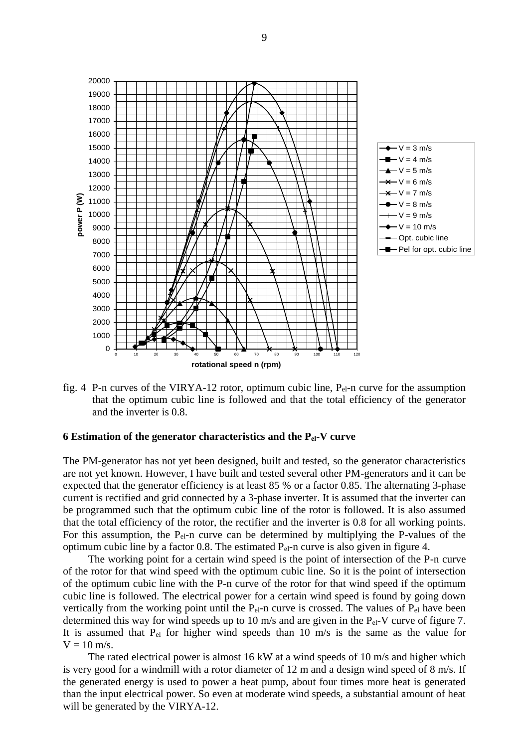20000
19000
18000
17000
16000
15000
14000
13000
12000
11000
10000
9000
8000
7000
6000
5000
4000
3000
2000
1000
0

power P (W)

0 10 20 30 40 50 60 70 80 90 100 110 120

rotational speed n (rpm)

V = 3 m/s
V = 4 m/s
V = 5 m/s
V = 6 m/s
V = 7 m/s
V = 8 m/s
V = 9 m/s
V = 10 m/s
Opt. cubic line
Pel for opt. cubic line

fig. 4 P-n curves of the VIRYA-12 rotor, optimum cubic line, $P_{el}$-n curve for the assumption that the optimum cubic line is followed and that the total efficiency of the generator and the inverter is 0.8.

### 6 Estimation of the generator characteristics and the $P_{el}$-V curve

The PM-generator has not yet been designed, built and tested, so the generator characteristics are not yet known. However, I have built and tested several other PM-generators and it can be expected that the generator efficiency is at least 85 % or a factor 0.85. The alternating 3-phase current is rectified and grid connected by a 3-phase inverter. It is assumed that the inverter can be programmed such that the optimum cubic line of the rotor is followed. It is also assumed that the total efficiency of the rotor, the rectifier and the inverter is 0.8 for all working points. For this assumption, the $P_{el}$-n curve can be determined by multiplying the P-values of the optimum cubic line by a factor 0.8. The estimated $P_{el}$-n curve is also given in figure 4.

The working point for a certain wind speed is the point of intersection of the P-n curve of the rotor for that wind speed with the optimum cubic line. So it is the point of intersection of the optimum cubic line with the P-n curve of the rotor for that wind speed if the optimum cubic line is followed. The electrical power for a certain wind speed is found by going down vertically from the working point until the $P_{el}$-n curve is crossed. The values of $P_{el}$ have been determined this way for wind speeds up to 10 m/s and are given in the $P_{el}$-V curve of figure 7. It is assumed that $P_{el}$ for higher wind speeds than 10 m/s is the same as the value for V = 10 m/s.

The rated electrical power is almost 16 kW at a wind speeds of 10 m/s and higher which is very good for a windmill with a rotor diameter of 12 m and a design wind speed of 8 m/s. If the generated energy is used to power a heat pump, about four times more heat is generated than the input electrical power. So even at moderate wind speeds, a substantial amount of heat will be generated by the VIRYA-12.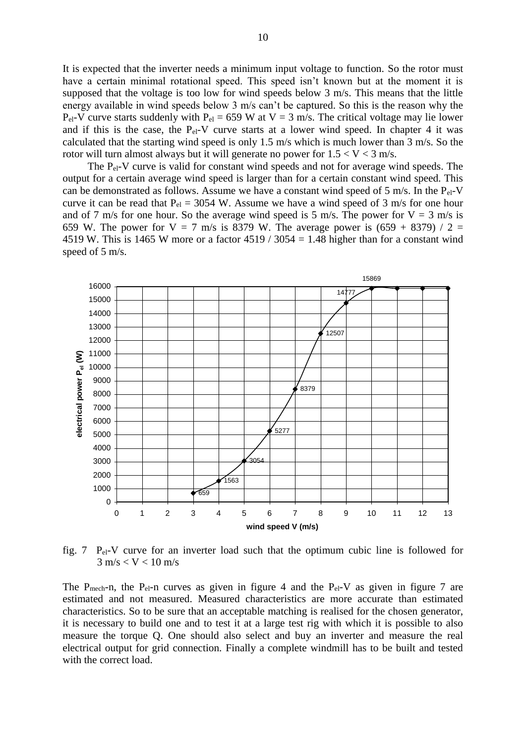It is expected that the inverter needs a minimum input voltage to function. So the rotor must have a certain minimal rotational speed. This speed isn't known but at the moment it is supposed that the voltage is too low for wind speeds below 3 m/s. This means that the little energy available in wind speeds below 3 m/s can't be captured. So this is the reason why the $P_{el}$-V curve starts suddenly with $P_{el}$ = 659 W at V = 3 m/s. The critical voltage may lie lower and if this is the case, the $P_{el}$-V curve starts at a lower wind speed. In chapter 4 it was calculated that the starting wind speed is only 1.5 m/s which is much lower than 3 m/s. So the rotor will turn almost always but it will generate no power for $1.5 < V < 3$ m/s.

The $P_{el}$-V curve is valid for constant wind speeds and not for average wind speeds. The output for a certain average wind speed is larger than for a certain constant wind speed. This can be demonstrated as follows. Assume we have a constant wind speed of 5 m/s. In the $P_{el}$-V curve it can be read that $P_{el}$ = 3054 W. Assume we have a wind speed of 3 m/s for one hour and of 7 m/s for one hour. So the average wind speed is 5 m/s. The power for V = 3 m/s is 659 W. The power for V = 7 m/s is 8379 W. The average power is (659 + 8379) / 2 = 4519 W. This is 1465 W more or a factor 4519 / 3054 = 1.48 higher than for a constant wind speed of 5 m/s.

electrical power $P_{el}$ (W)
0
1000
2000
3000
4000
5000
6000
7000
8000
9000
10000
11000
12000
13000
14000
15000
16000

wind speed V (m/s)
0 1 2 3 4 5 6 7 8 9 10 11 12 13

659
1563
3054
5277
8379
12507
14777
15869

fig. 7 $P_{el}$-V curve for an inverter load such that the optimum cubic line is followed for 3 m/s < V < 10 m/s

The $P_{mech}$-n, the $P_{el}$-n curves as given in figure 4 and the $P_{el}$-V as given in figure 7 are estimated and not measured. Measured characteristics are more accurate than estimated characteristics. So to be sure that an acceptable matching is realised for the chosen generator, it is necessary to build one and to test it at a large test rig with which it is possible to also measure the torque Q. One should also select and buy an inverter and measure the real electrical output for grid connection. Finally a complete windmill has to be built and tested with the correct load.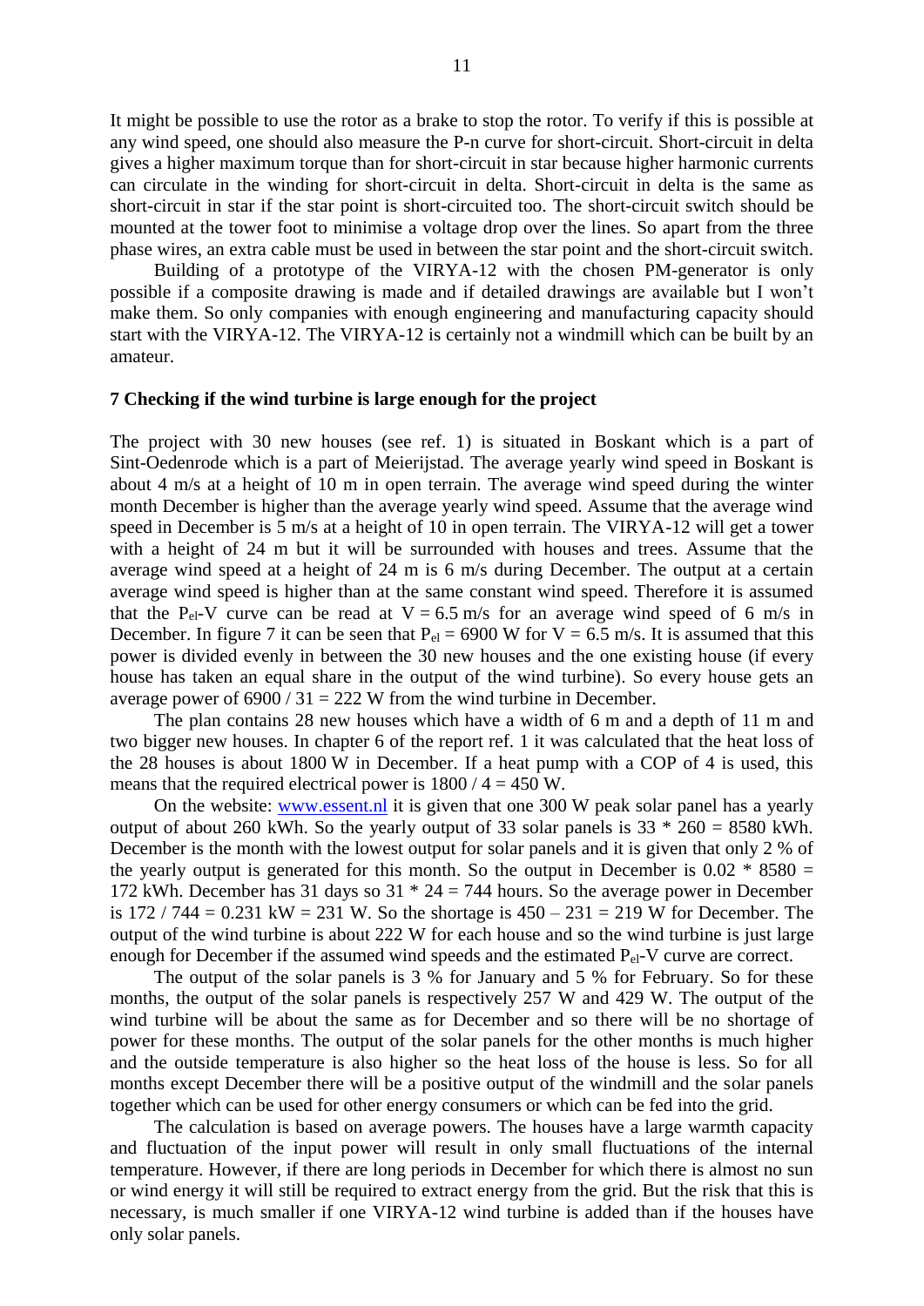It might be possible to use the rotor as a brake to stop the rotor. To verify if this is possible at any wind speed, one should also measure the P-n curve for short-circuit. Short-circuit in delta gives a higher maximum torque than for short-circuit in star because higher harmonic currents can circulate in the winding for short-circuit in delta. Short-circuit in delta is the same as short-circuit in star if the star point is short-circuited too. The short-circuit switch should be mounted at the tower foot to minimise a voltage drop over the lines. So apart from the three phase wires, an extra cable must be used in between the star point and the short-circuit switch.

Building of a prototype of the VIRYA-12 with the chosen PM-generator is only possible if a composite drawing is made and if detailed drawings are available but I won't make them. So only companies with enough engineering and manufacturing capacity should start with the VIRYA-12. The VIRYA-12 is certainly not a windmill which can be built by an amateur.

## 7 Checking if the wind turbine is large enough for the project

The project with 30 new houses (see ref. 1) is situated in Boskant which is a part of Sint-Oedenrode which is a part of Meierijstad. The average yearly wind speed in Boskant is about 4 m/s at a height of 10 m in open terrain. The average wind speed during the winter month December is higher than the average yearly wind speed. Assume that the average wind speed in December is 5 m/s at a height of 10 in open terrain. The VIRYA-12 will get a tower with a height of 24 m but it will be surrounded with houses and trees. Assume that the average wind speed at a height of 24 m is 6 m/s during December. The output at a certain average wind speed is higher than at the same constant wind speed. Therefore it is assumed that the $P_{el}$-V curve can be read at V = 6.5 m/s for an average wind speed of 6 m/s in December. In figure 7 it can be seen that $P_{el}$ = 6900 W for V = 6.5 m/s. It is assumed that this power is divided evenly in between the 30 new houses and the one existing house (if every house has taken an equal share in the output of the wind turbine). So every house gets an average power of 6900 / 31 = 222 W from the wind turbine in December.

The plan contains 28 new houses which have a width of 6 m and a depth of 11 m and two bigger new houses. In chapter 6 of the report ref. 1 it was calculated that the heat loss of the 28 houses is about 1800 W in December. If a heat pump with a COP of 4 is used, this means that the required electrical power is 1800 / 4 = 450 W.

On the website: www.essent.nl it is given that one 300 W peak solar panel has a yearly output of about 260 kWh. So the yearly output of 33 solar panels is 33 * 260 = 8580 kWh. December is the month with the lowest output for solar panels and it is given that only 2 % of the yearly output is generated for this month. So the output in December is 0.02 * 8580 = 172 kWh. December has 31 days so 31 * 24 = 744 hours. So the average power in December is 172 / 744 = 0.231 kW = 231 W. So the shortage is 450 – 231 = 219 W for December. The output of the wind turbine is about 222 W for each house and so the wind turbine is just large enough for December if the assumed wind speeds and the estimated $P_{el}$-V curve are correct.

The output of the solar panels is 3 % for January and 5 % for February. So for these months, the output of the solar panels is respectively 257 W and 429 W. The output of the wind turbine will be about the same as for December and so there will be no shortage of power for these months. The output of the solar panels for the other months is much higher and the outside temperature is also higher so the heat loss of the house is less. So for all months except December there will be a positive output of the windmill and the solar panels together which can be used for other energy consumers or which can be fed into the grid.

The calculation is based on average powers. The houses have a large warmth capacity and fluctuation of the input power will result in only small fluctuations of the internal temperature. However, if there are long periods in December for which there is almost no sun or wind energy it will still be required to extract energy from the grid. But the risk that this is necessary, is much smaller if one VIRYA-12 wind turbine is added than if the houses have only solar panels.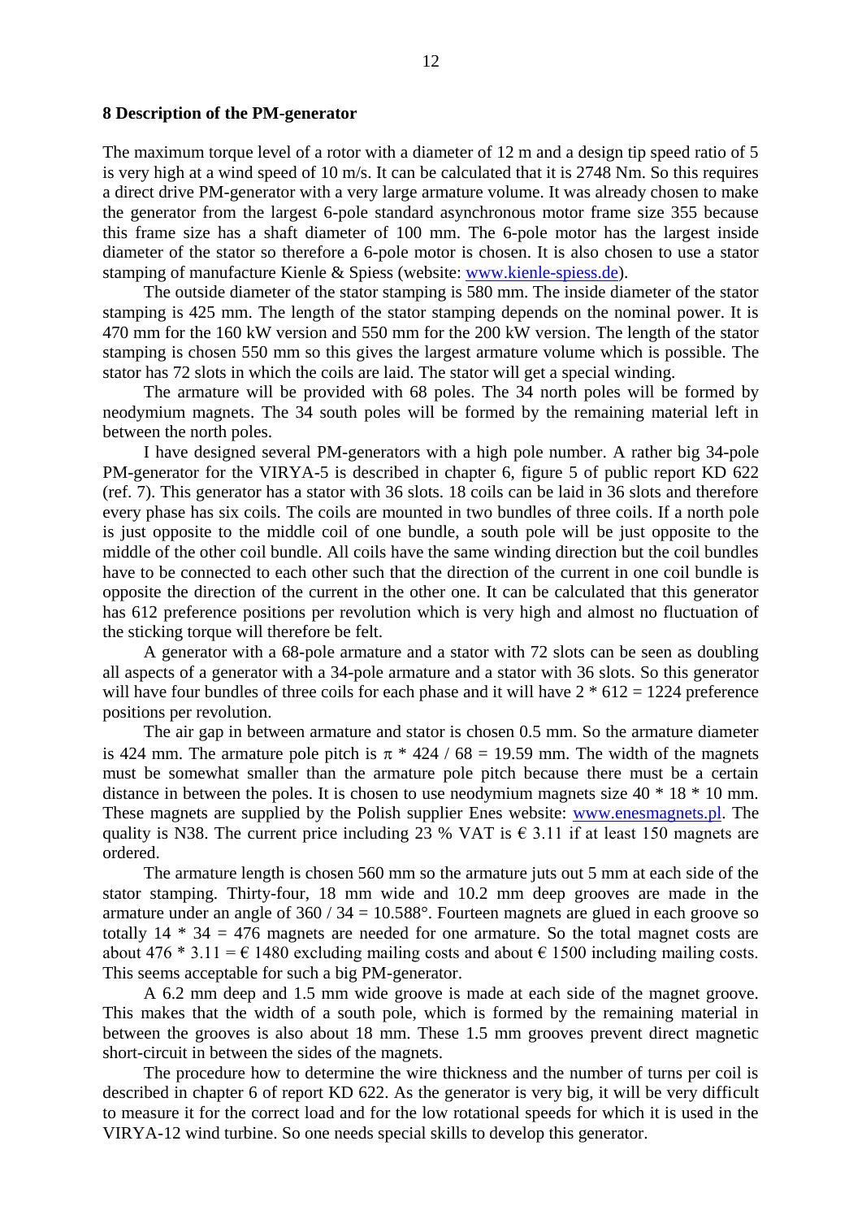## 8 Description of the PM-generator

The maximum torque level of a rotor with a diameter of 12 m and a design tip speed ratio of 5 is very high at a wind speed of 10 m/s. It can be calculated that it is 2748 Nm. So this requires a direct drive PM-generator with a very large armature volume. It was already chosen to make the generator from the largest 6-pole standard asynchronous motor frame size 355 because this frame size has a shaft diameter of 100 mm. The 6-pole motor has the largest inside diameter of the stator so therefore a 6-pole motor is chosen. It is also chosen to use a stator stamping of manufacture Kienle & Spiess (website: www.kienle-spiess.de).

The outside diameter of the stator stamping is 580 mm. The inside diameter of the stator stamping is 425 mm. The length of the stator stamping depends on the nominal power. It is 470 mm for the 160 kW version and 550 mm for the 200 kW version. The length of the stator stamping is chosen 550 mm so this gives the largest armature volume which is possible. The stator has 72 slots in which the coils are laid. The stator will get a special winding.

The armature will be provided with 68 poles. The 34 north poles will be formed by neodymium magnets. The 34 south poles will be formed by the remaining material left in between the north poles.

I have designed several PM-generators with a high pole number. A rather big 34-pole PM-generator for the VIRYA-5 is described in chapter 6, figure 5 of public report KD 622 (ref. 7). This generator has a stator with 36 slots. 18 coils can be laid in 36 slots and therefore every phase has six coils. The coils are mounted in two bundles of three coils. If a north pole is just opposite to the middle coil of one bundle, a south pole will be just opposite to the middle of the other coil bundle. All coils have the same winding direction but the coil bundles have to be connected to each other such that the direction of the current in one coil bundle is opposite the direction of the current in the other one. It can be calculated that this generator has 612 preference positions per revolution which is very high and almost no fluctuation of the sticking torque will therefore be felt.

A generator with a 68-pole armature and a stator with 72 slots can be seen as doubling all aspects of a generator with a 34-pole armature and a stator with 36 slots. So this generator will have four bundles of three coils for each phase and it will have 2 * 612 = 1224 preference positions per revolution.

The air gap in between armature and stator is chosen 0.5 mm. So the armature diameter is 424 mm. The armature pole pitch is $\pi$ * 424 / 68 = 19.59 mm. The width of the magnets must be somewhat smaller than the armature pole pitch because there must be a certain distance in between the poles. It is chosen to use neodymium magnets size 40 * 18 * 10 mm. These magnets are supplied by the Polish supplier Enes website: www.enesmagnets.pl. The quality is N38. The current price including 23 % VAT is € 3.11 if at least 150 magnets are ordered.

The armature length is chosen 560 mm so the armature juts out 5 mm at each side of the stator stamping. Thirty-four, 18 mm wide and 10.2 mm deep grooves are made in the armature under an angle of 360 / 34 = 10.588°. Fourteen magnets are glued in each groove so totally 14 * 34 = 476 magnets are needed for one armature. So the total magnet costs are about 476 * 3.11 = € 1480 excluding mailing costs and about € 1500 including mailing costs. This seems acceptable for such a big PM-generator.

A 6.2 mm deep and 1.5 mm wide groove is made at each side of the magnet groove. This makes that the width of a south pole, which is formed by the remaining material in between the grooves is also about 18 mm. These 1.5 mm grooves prevent direct magnetic short-circuit in between the sides of the magnets.

The procedure how to determine the wire thickness and the number of turns per coil is described in chapter 6 of report KD 622. As the generator is very big, it will be very difficult to measure it for the correct load and for the low rotational speeds for which it is used in the VIRYA-12 wind turbine. So one needs special skills to develop this generator.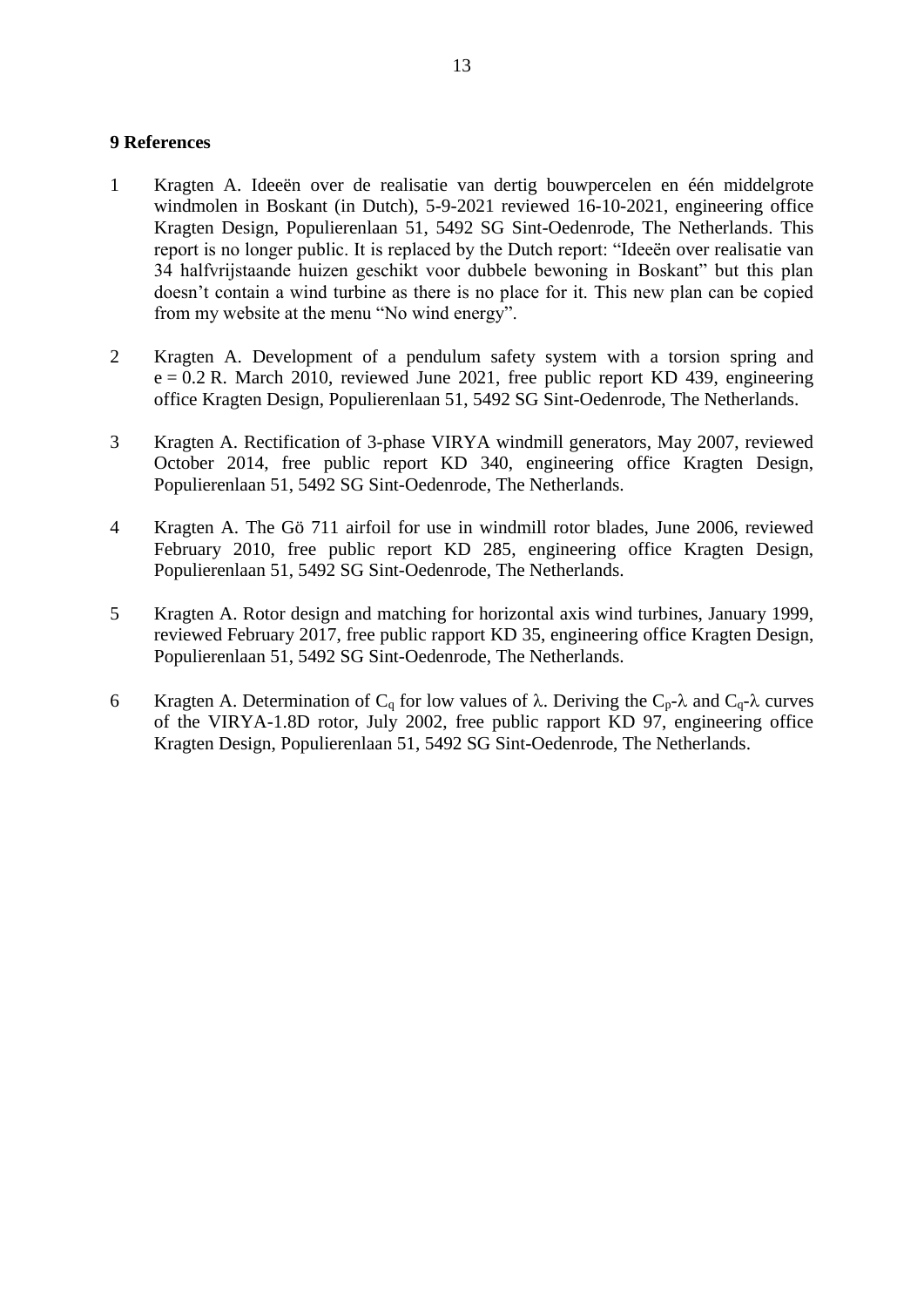## 9 References

1 Kragten A. Ideeën over de realisatie van dertig bouwpercelen en één middelgrote windmolen in Boskant (in Dutch), 5-9-2021 reviewed 16-10-2021, engineering office Kragten Design, Populierenlaan 51, 5492 SG Sint-Oedenrode, The Netherlands. This report is no longer public. It is replaced by the Dutch report: "Ideeën over realisatie van 34 halfvrijstaande huizen geschikt voor dubbele bewoning in Boskant" but this plan doesn't contain a wind turbine as there is no place for it. This new plan can be copied from my website at the menu "No wind energy".

2 Kragten A. Development of a pendulum safety system with a torsion spring and $e = 0.2$ R. March 2010, reviewed June 2021, free public report KD 439, engineering office Kragten Design, Populierenlaan 51, 5492 SG Sint-Oedenrode, The Netherlands.

3 Kragten A. Rectification of 3-phase VIRYA windmill generators, May 2007, reviewed October 2014, free public report KD 340, engineering office Kragten Design, Populierenlaan 51, 5492 SG Sint-Oedenrode, The Netherlands.

4 Kragten A. The Gö 711 airfoil for use in windmill rotor blades, June 2006, reviewed February 2010, free public report KD 285, engineering office Kragten Design, Populierenlaan 51, 5492 SG Sint-Oedenrode, The Netherlands.

5 Kragten A. Rotor design and matching for horizontal axis wind turbines, January 1999, reviewed February 2017, free public rapport KD 35, engineering office Kragten Design, Populierenlaan 51, 5492 SG Sint-Oedenrode, The Netherlands.

6 Kragten A. Determination of $C_q$ for low values of $\lambda$. Deriving the $C_p$-$\lambda$ and $C_q$-$\lambda$ curves of the VIRYA-1.8D rotor, July 2002, free public rapport KD 97, engineering office Kragten Design, Populierenlaan 51, 5492 SG Sint-Oedenrode, The Netherlands.